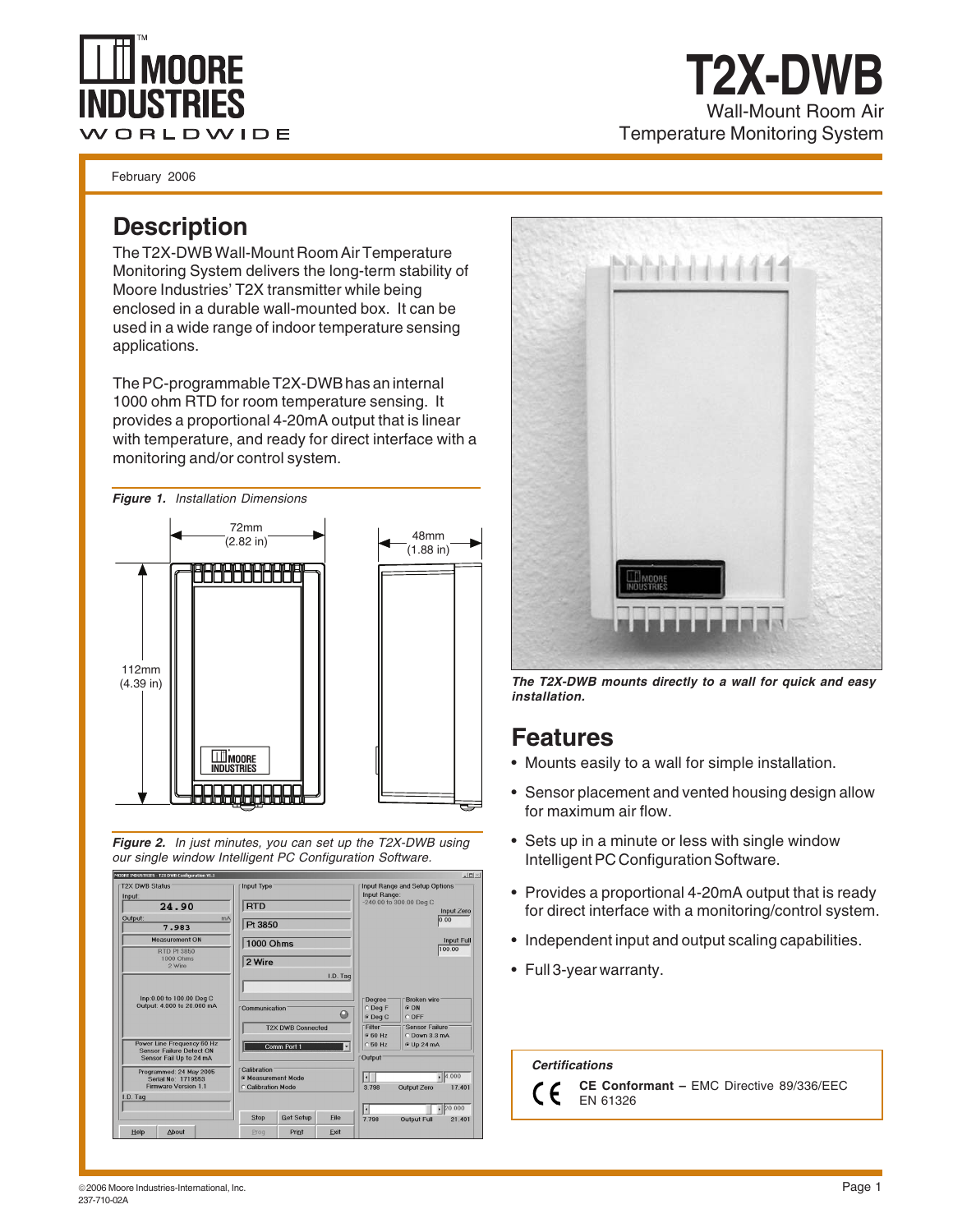# T2X-DWB

Wall-Mount Room Air Temperature Monitoring System

February 2006

## Description

The T2X-DWB Wall-Mount Room Air Temperature Monitoring System delivers the long-term stability of Moore Industries' T2X transmitter while being enclosed in a durable wall-mounted box. It can be used in a wide range of indoor temperature sensing applications.

The PC-programmable T2X-DWB has an internal 1000 ohm RTD for room temperature sensing. It provides a proportional 4-20mA output that is linear with temperature, and ready for direct interface with a monitoring and/or control system.

***Figure 1.*** *Installation Dimensions*

72mm (2.82 in)

48mm (1.88 in)

112mm (4.39 in)

***Figure 2.*** *In just minutes, you can set up the T2X-DWB using our single window Intelligent PC Configuration Software.*

***The T2X-DWB mounts directly to a wall for quick and easy installation.***

## Features

- Mounts easily to a wall for simple installation.
- Sensor placement and vented housing design allow for maximum air flow.
- Sets up in a minute or less with single window Intelligent PC Configuration Software.
- Provides a proportional 4-20mA output that is ready for direct interface with a monitoring/control system.
- Independent input and output scaling capabilities.
- Full 3-year warranty.

***Certifications***

**CE Conformant –** EMC Directive 89/336/EEC EN 61326

© 2006 Moore Industries-International, Inc.
237-710-02A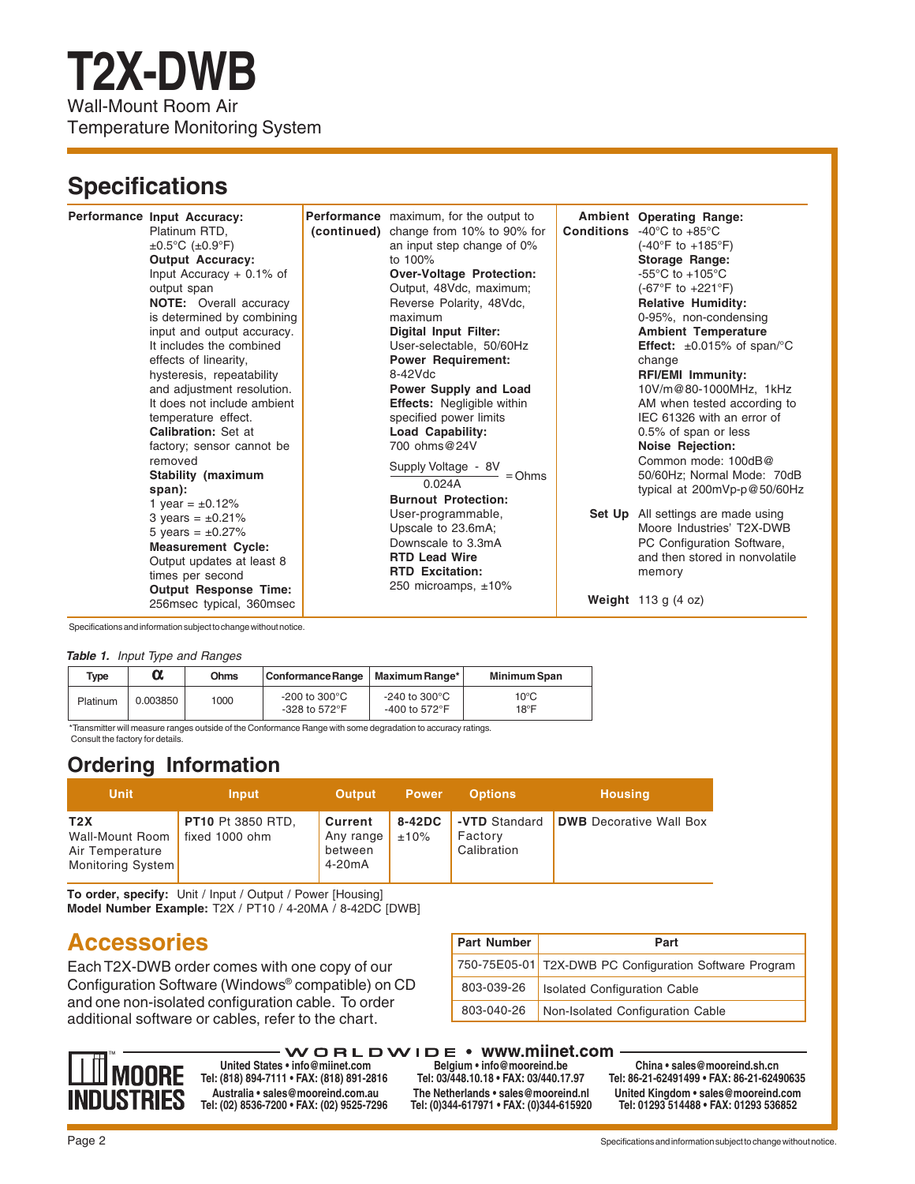# T2X-DWB

Wall-Mount Room Air
Temperature Monitoring System

## Specifications

**Performance**

**Input Accuracy:**
Platinum RTD,
±0.5°C (±0.9°F)

**Output Accuracy:**
Input Accuracy + 0.1% of output span

**NOTE:** Overall accuracy is determined by combining input and output accuracy. It includes the combined effects of linearity, hysteresis, repeatability and adjustment resolution. It does not include ambient temperature effect.

**Calibration:** Set at factory; sensor cannot be removed

**Stability (maximum span):**
1 year = ±0.12%
3 years = ±0.21%
5 years = ±0.27%

**Measurement Cycle:**
Output updates at least 8 times per second

**Output Response Time:**
256msec typical, 360msec maximum, for the output to change from 10% to 90% for an input step change of 0% to 100%

**Performance (continued)**

**Over-Voltage Protection:**
Output, 48Vdc, maximum;
Reverse Polarity, 48Vdc, maximum

**Digital Input Filter:**
User-selectable, 50/60Hz

**Power Requirement:**
8-42Vdc

**Power Supply and Load Effects:** Negligible within specified power limits

**Load Capability:**
700 ohms@24V

$$\frac{\text{Supply Voltage - 8V}}{0.024\text{A}} = \text{Ohms}$$

**Burnout Protection:**
User-programmable,
Upscale to 23.6mA;
Downscale to 3.3mA

**RTD Lead Wire**

**RTD Excitation:**
250 microamps, ±10%

**Ambient Conditions**

**Operating Range:**
-40°C to +85°C
(-40°F to +185°F)

**Storage Range:**
-55°C to +105°C
(-67°F to +221°F)

**Relative Humidity:**
0-95%, non-condensing

**Ambient Temperature Effect:** ±0.015% of span/°C change

**RFI/EMI Immunity:**
10V/m@80-1000MHz, 1kHz AM when tested according to IEC 61326 with an error of 0.5% of span or less

**Noise Rejection:**
Common mode: 100dB@50/60Hz; Normal Mode: 70dB typical at 200mVp-p@50/60Hz

**Set Up** All settings are made using Moore Industries' T2X-DWB PC Configuration Software, and then stored in nonvolatile memory

**Weight** 113 g (4 oz)

Specifications and information subject to change without notice.

***Table 1.*** *Input Type and Ranges*

| Type | α | Ohms | Conformance Range | Maximum Range* | Minimum Span |
|---|---|---|---|---|---|
| Platinum | 0.003850 | 1000 | -200 to 300°C<br>-328 to 572°F | -240 to 300°C<br>-400 to 572°F | 10°C<br>18°F |

*Transmitter will measure ranges outside of the Conformance Range with some degradation to accuracy ratings. Consult the factory for details.

## Ordering Information

| Unit | Input | Output | Power | Options | Housing |
|---|---|---|---|---|---|
| **T2X** Wall-Mount Room Air Temperature Monitoring System | **PT10** Pt 3850 RTD, fixed 1000 ohm | **Current** Any range between 4-20mA | **8-42DC** ±10% | **-VTD** Standard Factory Calibration | **DWB** Decorative Wall Box |

**To order, specify:** Unit / Input / Output / Power [Housing]
**Model Number Example:** T2X / PT10 / 4-20MA / 8-42DC [DWB]

## Accessories

Each T2X-DWB order comes with one copy of our Configuration Software (Windows® compatible) on CD and one non-isolated configuration cable. To order additional software or cables, refer to the chart.

| Part Number | Part |
|---|---|
| 750-75E05-01 | T2X-DWB PC Configuration Software Program |
| 803-039-26 | Isolated Configuration Cable |
| 803-040-26 | Non-Isolated Configuration Cable |

MOORE INDUSTRIES

WORLDWIDE • www.miinet.com

United States • info@miinet.com
Tel: (818) 894-7111 • FAX: (818) 891-2816
Australia • sales@mooreind.com.au
Tel: (02) 8536-7200 • FAX: (02) 9525-7296

Belgium • info@mooreind.be
Tel: 03/448.10.18 • FAX: 03/440.17.97
The Netherlands • sales@mooreind.nl
Tel: (0)344-617971 • FAX: (0)344-615920

China • sales@mooreind.sh.cn
Tel: 86-21-62491499 • FAX: 86-21-62490635
United Kingdom • sales@mooreind.com
Tel: 01293 514488 • FAX: 01293 536852

Specifications and information subject to change without notice.